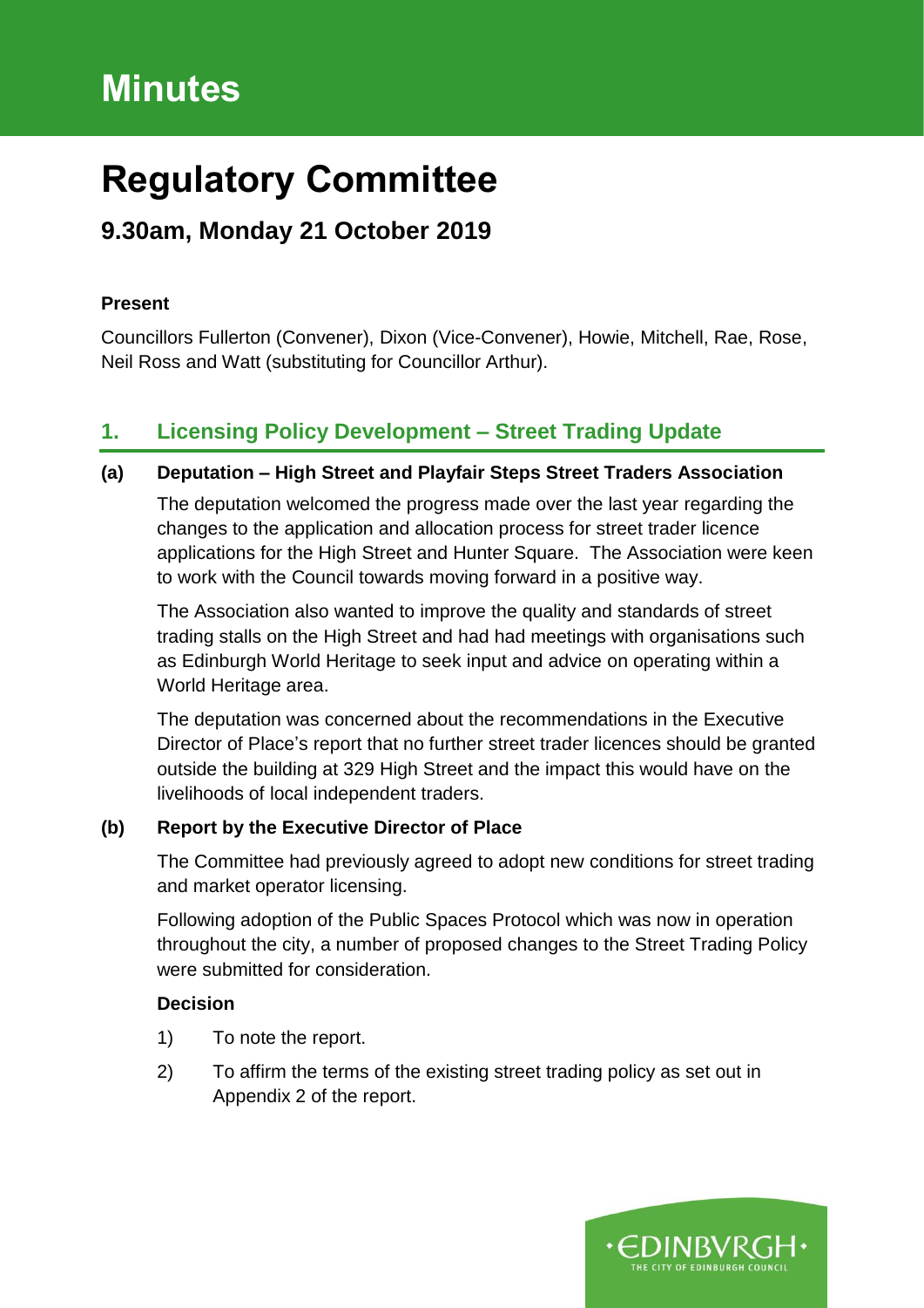# Minutes

# Regulatory Committee

## 9.30am, Monday 21 October 2019

**Present**

Councillors Fullerton (Convener), Dixon (Vice-Convener), Howie, Mitchell, Rae, Rose, Neil Ross and Watt (substituting for Councillor Arthur).

## 1. Licensing Policy Development – Street Trading Update

### (a) Deputation – High Street and Playfair Steps Street Traders Association

The deputation welcomed the progress made over the last year regarding the changes to the application and allocation process for street trader licence applications for the High Street and Hunter Square. The Association were keen to work with the Council towards moving forward in a positive way.

The Association also wanted to improve the quality and standards of street trading stalls on the High Street and had had meetings with organisations such as Edinburgh World Heritage to seek input and advice on operating within a World Heritage area.

The deputation was concerned about the recommendations in the Executive Director of Place's report that no further street trader licences should be granted outside the building at 329 High Street and the impact this would have on the livelihoods of local independent traders.

### (b) Report by the Executive Director of Place

The Committee had previously agreed to adopt new conditions for street trading and market operator licensing.

Following adoption of the Public Spaces Protocol which was now in operation throughout the city, a number of proposed changes to the Street Trading Policy were submitted for consideration.

**Decision**

1) To note the report.

2) To affirm the terms of the existing street trading policy as set out in Appendix 2 of the report.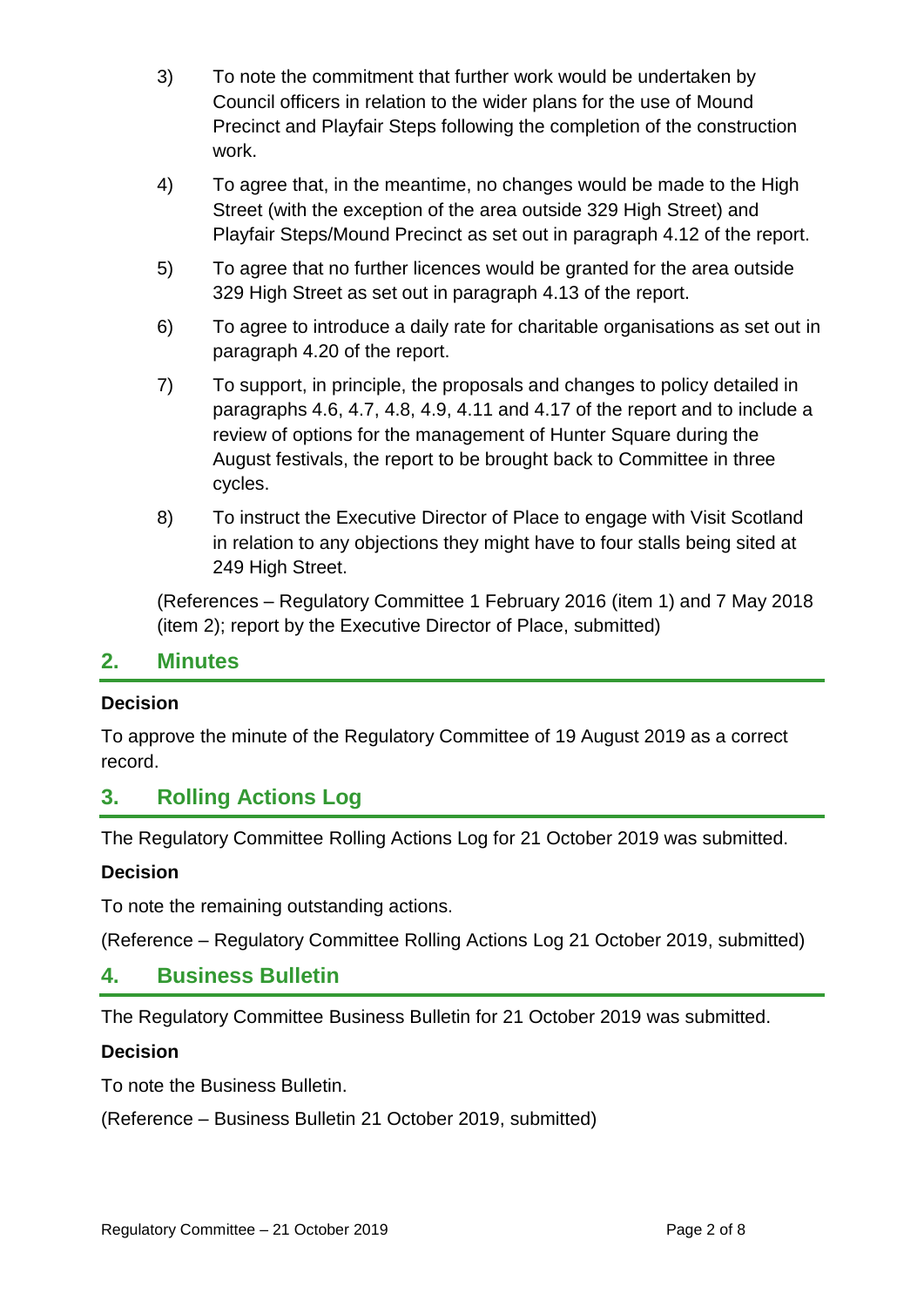3) To note the commitment that further work would be undertaken by Council officers in relation to the wider plans for the use of Mound Precinct and Playfair Steps following the completion of the construction work.

4) To agree that, in the meantime, no changes would be made to the High Street (with the exception of the area outside 329 High Street) and Playfair Steps/Mound Precinct as set out in paragraph 4.12 of the report.

5) To agree that no further licences would be granted for the area outside 329 High Street as set out in paragraph 4.13 of the report.

6) To agree to introduce a daily rate for charitable organisations as set out in paragraph 4.20 of the report.

7) To support, in principle, the proposals and changes to policy detailed in paragraphs 4.6, 4.7, 4.8, 4.9, 4.11 and 4.17 of the report and to include a review of options for the management of Hunter Square during the August festivals, the report to be brought back to Committee in three cycles.

8) To instruct the Executive Director of Place to engage with Visit Scotland in relation to any objections they might have to four stalls being sited at 249 High Street.

(References – Regulatory Committee 1 February 2016 (item 1) and 7 May 2018 (item 2); report by the Executive Director of Place, submitted)

## 2. Minutes

**Decision**

To approve the minute of the Regulatory Committee of 19 August 2019 as a correct record.

## 3. Rolling Actions Log

The Regulatory Committee Rolling Actions Log for 21 October 2019 was submitted.

**Decision**

To note the remaining outstanding actions.

(Reference – Regulatory Committee Rolling Actions Log 21 October 2019, submitted)

## 4. Business Bulletin

The Regulatory Committee Business Bulletin for 21 October 2019 was submitted.

**Decision**

To note the Business Bulletin.

(Reference – Business Bulletin 21 October 2019, submitted)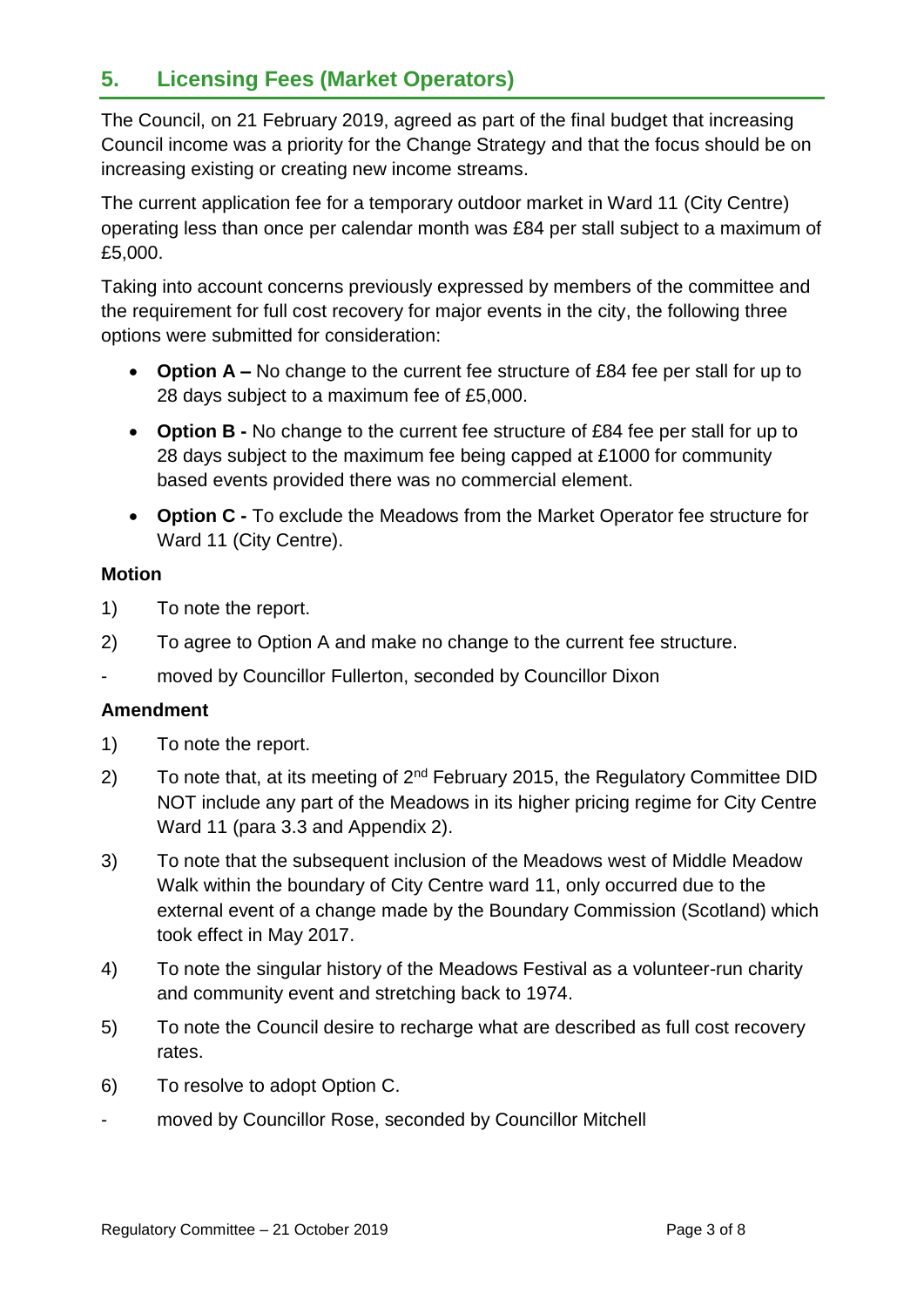## 5. Licensing Fees (Market Operators)

The Council, on 21 February 2019, agreed as part of the final budget that increasing Council income was a priority for the Change Strategy and that the focus should be on increasing existing or creating new income streams.

The current application fee for a temporary outdoor market in Ward 11 (City Centre) operating less than once per calendar month was £84 per stall subject to a maximum of £5,000.

Taking into account concerns previously expressed by members of the committee and the requirement for full cost recovery for major events in the city, the following three options were submitted for consideration:

- **Option A –** No change to the current fee structure of £84 fee per stall for up to 28 days subject to a maximum fee of £5,000.
- **Option B -** No change to the current fee structure of £84 fee per stall for up to 28 days subject to the maximum fee being capped at £1000 for community based events provided there was no commercial element.
- **Option C -** To exclude the Meadows from the Market Operator fee structure for Ward 11 (City Centre).

**Motion**

1) To note the report.
2) To agree to Option A and make no change to the current fee structure.

- moved by Councillor Fullerton, seconded by Councillor Dixon

**Amendment**

1) To note the report.
2) To note that, at its meeting of 2nd February 2015, the Regulatory Committee DID NOT include any part of the Meadows in its higher pricing regime for City Centre Ward 11 (para 3.3 and Appendix 2).
3) To note that the subsequent inclusion of the Meadows west of Middle Meadow Walk within the boundary of City Centre ward 11, only occurred due to the external event of a change made by the Boundary Commission (Scotland) which took effect in May 2017.
4) To note the singular history of the Meadows Festival as a volunteer-run charity and community event and stretching back to 1974.
5) To note the Council desire to recharge what are described as full cost recovery rates.
6) To resolve to adopt Option C.

- moved by Councillor Rose, seconded by Councillor Mitchell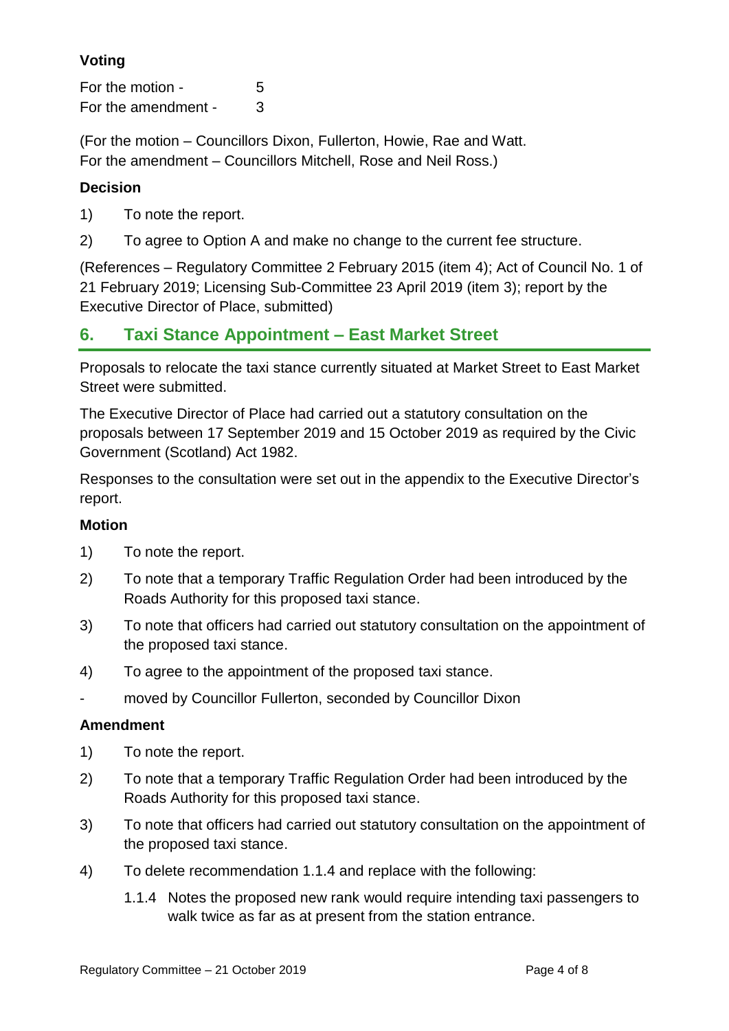### Voting

For the motion - 5
For the amendment - 3

(For the motion – Councillors Dixon, Fullerton, Howie, Rae and Watt.
For the amendment – Councillors Mitchell, Rose and Neil Ross.)

### Decision

1) To note the report.

2) To agree to Option A and make no change to the current fee structure.

(References – Regulatory Committee 2 February 2015 (item 4); Act of Council No. 1 of 21 February 2019; Licensing Sub-Committee 23 April 2019 (item 3); report by the Executive Director of Place, submitted)

## 6. Taxi Stance Appointment – East Market Street

Proposals to relocate the taxi stance currently situated at Market Street to East Market Street were submitted.

The Executive Director of Place had carried out a statutory consultation on the proposals between 17 September 2019 and 15 October 2019 as required by the Civic Government (Scotland) Act 1982.

Responses to the consultation were set out in the appendix to the Executive Director's report.

### Motion

1) To note the report.

2) To note that a temporary Traffic Regulation Order had been introduced by the Roads Authority for this proposed taxi stance.

3) To note that officers had carried out statutory consultation on the appointment of the proposed taxi stance.

4) To agree to the appointment of the proposed taxi stance.

- moved by Councillor Fullerton, seconded by Councillor Dixon

### Amendment

1) To note the report.

2) To note that a temporary Traffic Regulation Order had been introduced by the Roads Authority for this proposed taxi stance.

3) To note that officers had carried out statutory consultation on the appointment of the proposed taxi stance.

4) To delete recommendation 1.1.4 and replace with the following:

   1.1.4 Notes the proposed new rank would require intending taxi passengers to walk twice as far as at present from the station entrance.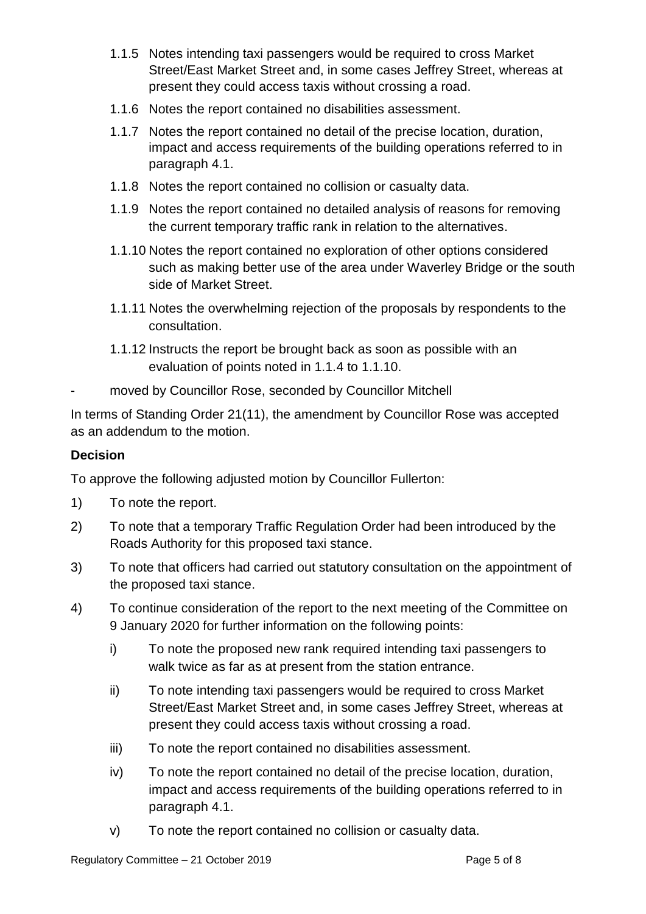1.1.5 Notes intending taxi passengers would be required to cross Market Street/East Market Street and, in some cases Jeffrey Street, whereas at present they could access taxis without crossing a road.

1.1.6 Notes the report contained no disabilities assessment.

1.1.7 Notes the report contained no detail of the precise location, duration, impact and access requirements of the building operations referred to in paragraph 4.1.

1.1.8 Notes the report contained no collision or casualty data.

1.1.9 Notes the report contained no detailed analysis of reasons for removing the current temporary traffic rank in relation to the alternatives.

1.1.10 Notes the report contained no exploration of other options considered such as making better use of the area under Waverley Bridge or the south side of Market Street.

1.1.11 Notes the overwhelming rejection of the proposals by respondents to the consultation.

1.1.12 Instructs the report be brought back as soon as possible with an evaluation of points noted in 1.1.4 to 1.1.10.

- moved by Councillor Rose, seconded by Councillor Mitchell

In terms of Standing Order 21(11), the amendment by Councillor Rose was accepted as an addendum to the motion.

**Decision**

To approve the following adjusted motion by Councillor Fullerton:

1) To note the report.

2) To note that a temporary Traffic Regulation Order had been introduced by the Roads Authority for this proposed taxi stance.

3) To note that officers had carried out statutory consultation on the appointment of the proposed taxi stance.

4) To continue consideration of the report to the next meeting of the Committee on 9 January 2020 for further information on the following points:

   i) To note the proposed new rank required intending taxi passengers to walk twice as far as at present from the station entrance.

   ii) To note intending taxi passengers would be required to cross Market Street/East Market Street and, in some cases Jeffrey Street, whereas at present they could access taxis without crossing a road.

   iii) To note the report contained no disabilities assessment.

   iv) To note the report contained no detail of the precise location, duration, impact and access requirements of the building operations referred to in paragraph 4.1.

   v) To note the report contained no collision or casualty data.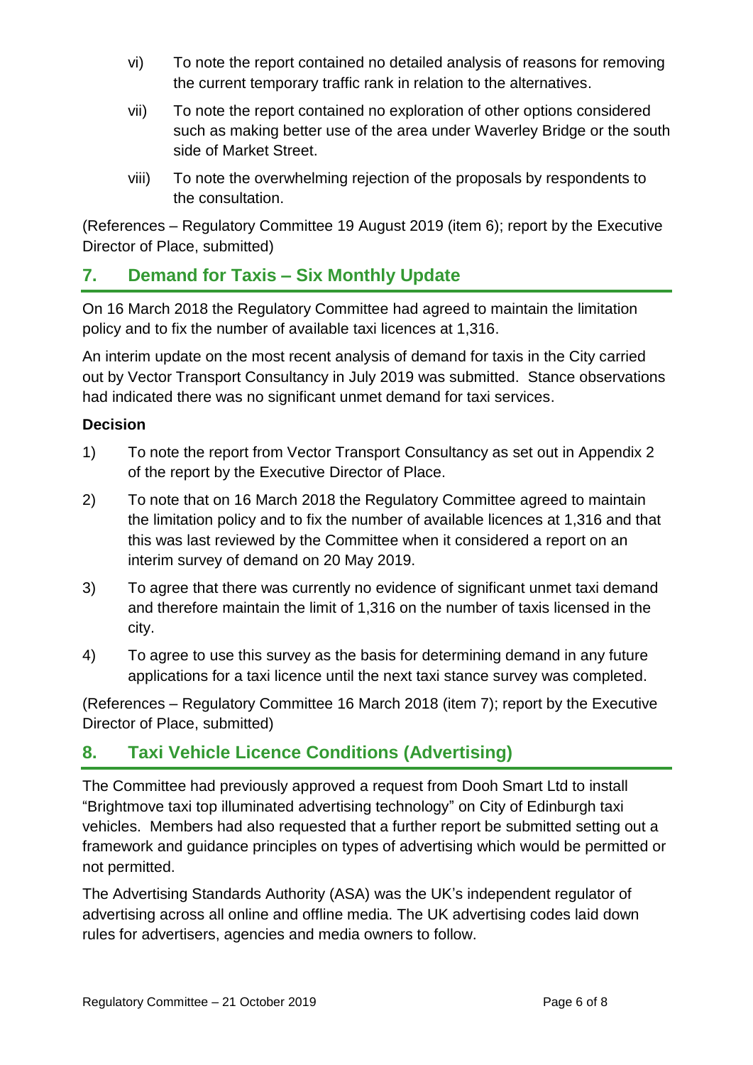vi) To note the report contained no detailed analysis of reasons for removing the current temporary traffic rank in relation to the alternatives.

vii) To note the report contained no exploration of other options considered such as making better use of the area under Waverley Bridge or the south side of Market Street.

viii) To note the overwhelming rejection of the proposals by respondents to the consultation.

(References – Regulatory Committee 19 August 2019 (item 6); report by the Executive Director of Place, submitted)

## 7. Demand for Taxis – Six Monthly Update

On 16 March 2018 the Regulatory Committee had agreed to maintain the limitation policy and to fix the number of available taxi licences at 1,316.

An interim update on the most recent analysis of demand for taxis in the City carried out by Vector Transport Consultancy in July 2019 was submitted. Stance observations had indicated there was no significant unmet demand for taxi services.

**Decision**

1) To note the report from Vector Transport Consultancy as set out in Appendix 2 of the report by the Executive Director of Place.

2) To note that on 16 March 2018 the Regulatory Committee agreed to maintain the limitation policy and to fix the number of available licences at 1,316 and that this was last reviewed by the Committee when it considered a report on an interim survey of demand on 20 May 2019.

3) To agree that there was currently no evidence of significant unmet taxi demand and therefore maintain the limit of 1,316 on the number of taxis licensed in the city.

4) To agree to use this survey as the basis for determining demand in any future applications for a taxi licence until the next taxi stance survey was completed.

(References – Regulatory Committee 16 March 2018 (item 7); report by the Executive Director of Place, submitted)

## 8. Taxi Vehicle Licence Conditions (Advertising)

The Committee had previously approved a request from Dooh Smart Ltd to install "Brightmove taxi top illuminated advertising technology" on City of Edinburgh taxi vehicles. Members had also requested that a further report be submitted setting out a framework and guidance principles on types of advertising which would be permitted or not permitted.

The Advertising Standards Authority (ASA) was the UK's independent regulator of advertising across all online and offline media. The UK advertising codes laid down rules for advertisers, agencies and media owners to follow.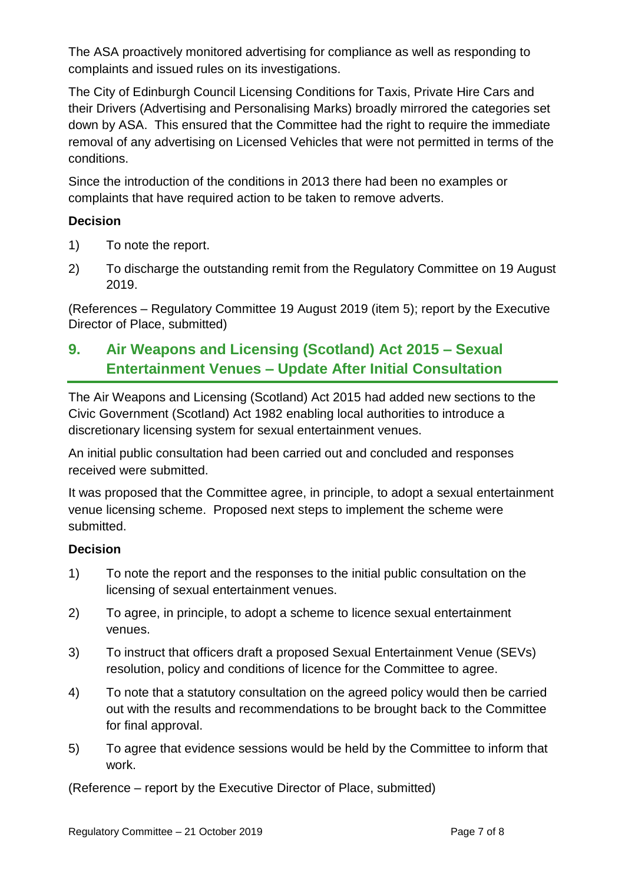The ASA proactively monitored advertising for compliance as well as responding to complaints and issued rules on its investigations.

The City of Edinburgh Council Licensing Conditions for Taxis, Private Hire Cars and their Drivers (Advertising and Personalising Marks) broadly mirrored the categories set down by ASA. This ensured that the Committee had the right to require the immediate removal of any advertising on Licensed Vehicles that were not permitted in terms of the conditions.

Since the introduction of the conditions in 2013 there had been no examples or complaints that have required action to be taken to remove adverts.

**Decision**

1) To note the report.

2) To discharge the outstanding remit from the Regulatory Committee on 19 August 2019.

(References – Regulatory Committee 19 August 2019 (item 5); report by the Executive Director of Place, submitted)

## 9. Air Weapons and Licensing (Scotland) Act 2015 – Sexual Entertainment Venues – Update After Initial Consultation

The Air Weapons and Licensing (Scotland) Act 2015 had added new sections to the Civic Government (Scotland) Act 1982 enabling local authorities to introduce a discretionary licensing system for sexual entertainment venues.

An initial public consultation had been carried out and concluded and responses received were submitted.

It was proposed that the Committee agree, in principle, to adopt a sexual entertainment venue licensing scheme. Proposed next steps to implement the scheme were submitted.

**Decision**

1) To note the report and the responses to the initial public consultation on the licensing of sexual entertainment venues.

2) To agree, in principle, to adopt a scheme to licence sexual entertainment venues.

3) To instruct that officers draft a proposed Sexual Entertainment Venue (SEVs) resolution, policy and conditions of licence for the Committee to agree.

4) To note that a statutory consultation on the agreed policy would then be carried out with the results and recommendations to be brought back to the Committee for final approval.

5) To agree that evidence sessions would be held by the Committee to inform that work.

(Reference – report by the Executive Director of Place, submitted)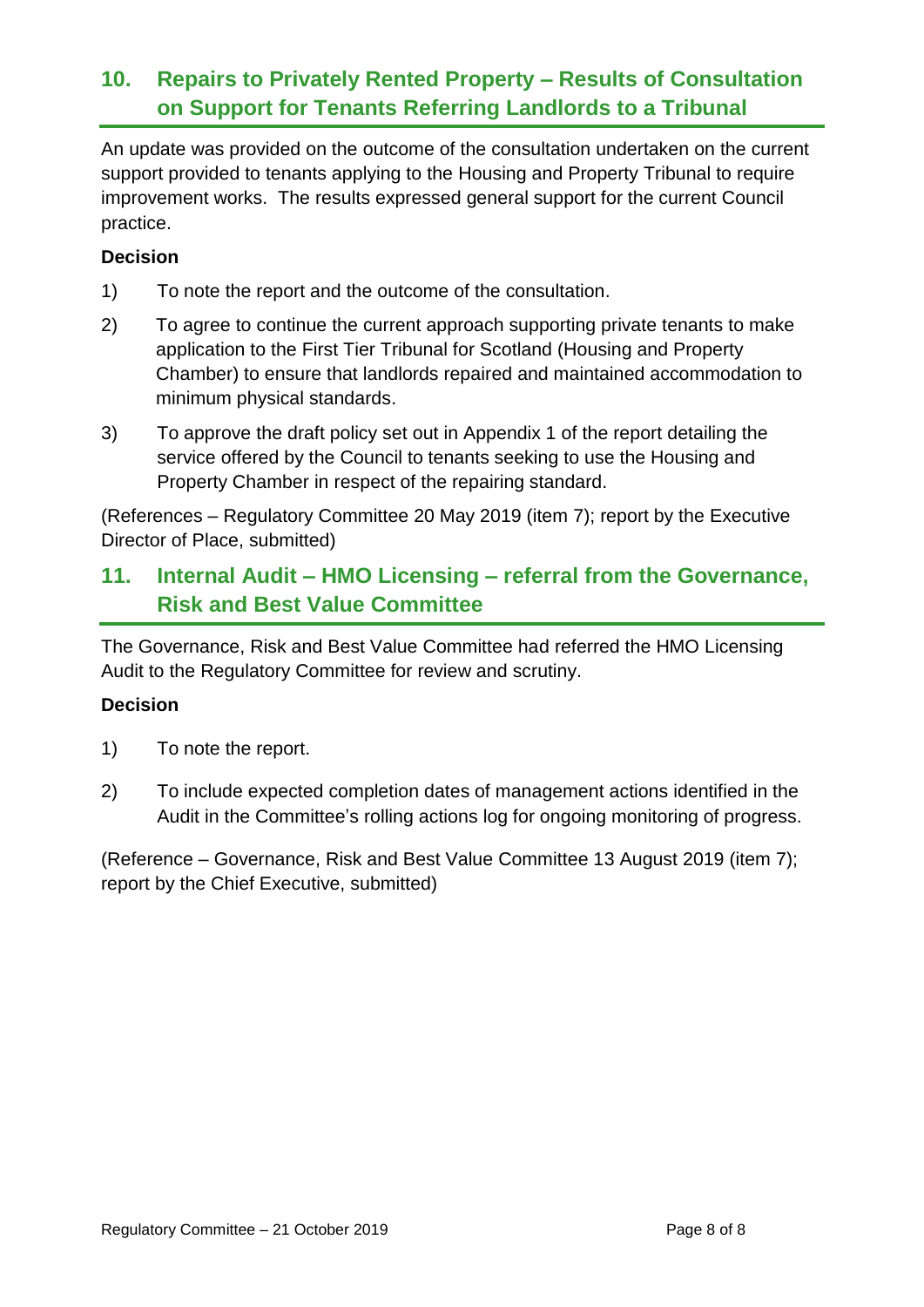## 10. Repairs to Privately Rented Property – Results of Consultation on Support for Tenants Referring Landlords to a Tribunal

An update was provided on the outcome of the consultation undertaken on the current support provided to tenants applying to the Housing and Property Tribunal to require improvement works. The results expressed general support for the current Council practice.

**Decision**

1) To note the report and the outcome of the consultation.

2) To agree to continue the current approach supporting private tenants to make application to the First Tier Tribunal for Scotland (Housing and Property Chamber) to ensure that landlords repaired and maintained accommodation to minimum physical standards.

3) To approve the draft policy set out in Appendix 1 of the report detailing the service offered by the Council to tenants seeking to use the Housing and Property Chamber in respect of the repairing standard.

(References – Regulatory Committee 20 May 2019 (item 7); report by the Executive Director of Place, submitted)

## 11. Internal Audit – HMO Licensing – referral from the Governance, Risk and Best Value Committee

The Governance, Risk and Best Value Committee had referred the HMO Licensing Audit to the Regulatory Committee for review and scrutiny.

**Decision**

1) To note the report.

2) To include expected completion dates of management actions identified in the Audit in the Committee's rolling actions log for ongoing monitoring of progress.

(Reference – Governance, Risk and Best Value Committee 13 August 2019 (item 7); report by the Chief Executive, submitted)